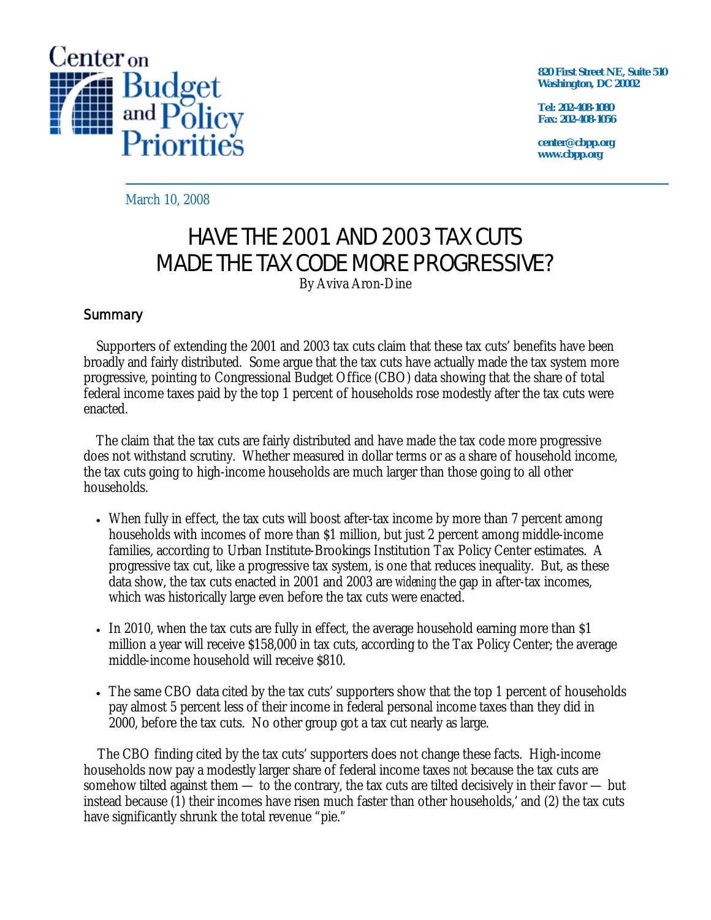Center on Budget and Policy Priorities

820 First Street NE, Suite 510
Washington, DC 20002

Tel: 202-408-1080
Fax: 202-408-1056

center@cbpp.org
www.cbpp.org

March 10, 2008

# HAVE THE 2001 AND 2003 TAX CUTS MADE THE TAX CODE MORE PROGRESSIVE?

By Aviva Aron-Dine

## Summary

Supporters of extending the 2001 and 2003 tax cuts claim that these tax cuts' benefits have been broadly and fairly distributed. Some argue that the tax cuts have actually made the tax system more progressive, pointing to Congressional Budget Office (CBO) data showing that the share of total federal income taxes paid by the top 1 percent of households rose modestly after the tax cuts were enacted.

The claim that the tax cuts are fairly distributed and have made the tax code more progressive does not withstand scrutiny. Whether measured in dollar terms or as a share of household income, the tax cuts going to high-income households are much larger than those going to all other households.

- When fully in effect, the tax cuts will boost after-tax income by more than 7 percent among households with incomes of more than $1 million, but just 2 percent among middle-income families, according to Urban Institute-Brookings Institution Tax Policy Center estimates. A progressive tax cut, like a progressive tax system, is one that reduces inequality. But, as these data show, the tax cuts enacted in 2001 and 2003 are *widening* the gap in after-tax incomes, which was historically large even before the tax cuts were enacted.

- In 2010, when the tax cuts are fully in effect, the average household earning more than $1 million a year will receive $158,000 in tax cuts, according to the Tax Policy Center; the average middle-income household will receive $810.

- The same CBO data cited by the tax cuts' supporters show that the top 1 percent of households pay almost 5 percent less of their income in federal personal income taxes than they did in 2000, before the tax cuts. No other group got a tax cut nearly as large.

The CBO finding cited by the tax cuts' supporters does not change these facts. High-income households now pay a modestly larger share of federal income taxes *not* because the tax cuts are somehow tilted against them — to the contrary, the tax cuts are tilted decisively in their favor — but instead because (1) their incomes have risen much faster than other households,' and (2) the tax cuts have significantly shrunk the total revenue "pie."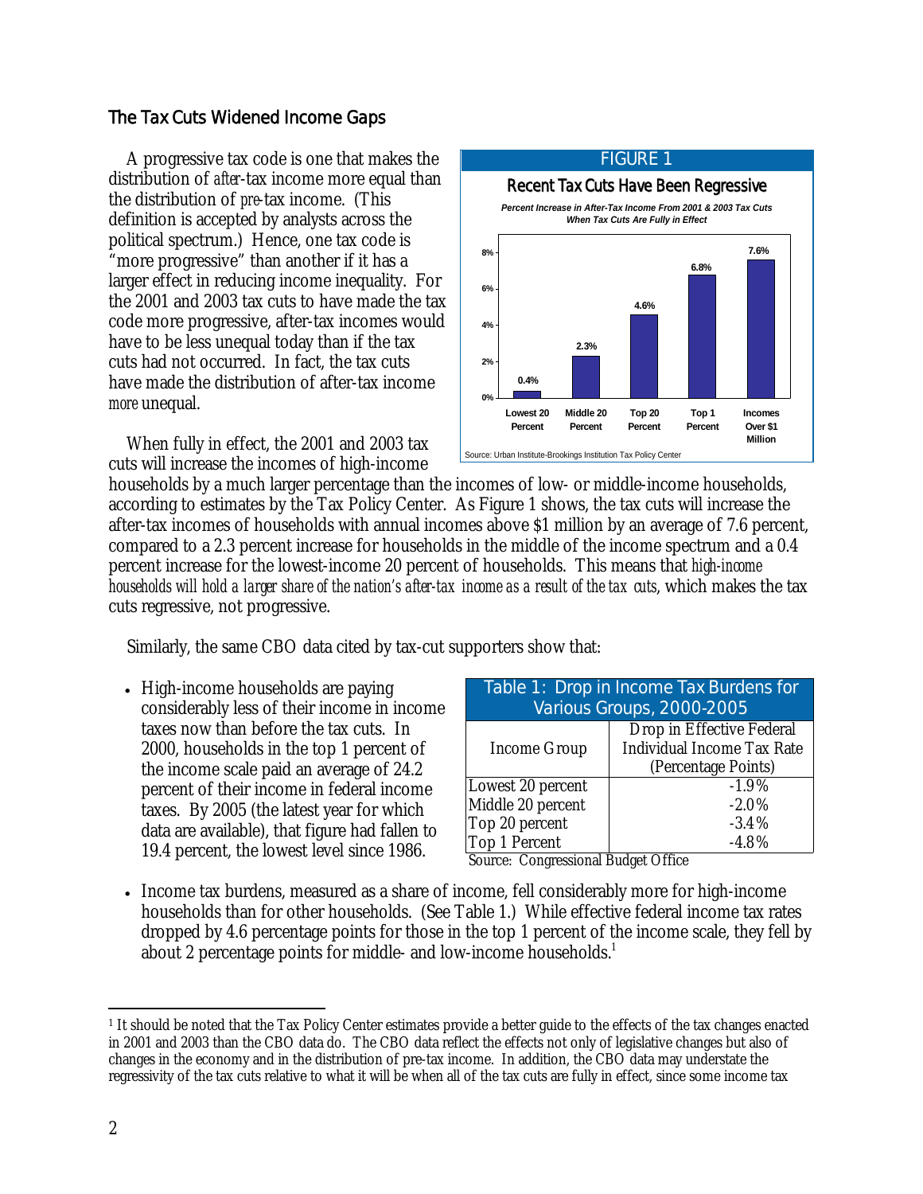## The Tax Cuts Widened Income Gaps

A progressive tax code is one that makes the distribution of *after*-tax income more equal than the distribution of *pre*-tax income. (This definition is accepted by analysts across the political spectrum.) Hence, one tax code is "more progressive" than another if it has a larger effect in reducing income inequality. For the 2001 and 2003 tax cuts to have made the tax code more progressive, after-tax incomes would have to be less unequal today than if the tax cuts had not occurred. In fact, the tax cuts have made the distribution of after-tax income *more* unequal.

FIGURE 1

**Recent Tax Cuts Have Been Regressive**

*Percent Increase in After-Tax Income From 2001 & 2003 Tax Cuts When Tax Cuts Are Fully in Effect*

| Group | Percent Increase |
|---|---|
| Lowest 20 Percent | 0.4% |
| Middle 20 Percent | 2.3% |
| Top 20 Percent | 4.6% |
| Top 1 Percent | 6.8% |
| Incomes Over $1 Million | 7.6% |

Source: Urban Institute-Brookings Institution Tax Policy Center

When fully in effect, the 2001 and 2003 tax cuts will increase the incomes of high-income households by a much larger percentage than the incomes of low- or middle-income households, according to estimates by the Tax Policy Center. As Figure 1 shows, the tax cuts will increase the after-tax incomes of households with annual incomes above $1 million by an average of 7.6 percent, compared to a 2.3 percent increase for households in the middle of the income spectrum and a 0.4 percent increase for the lowest-income 20 percent of households. This means that *high-income households will hold a larger share of the nation's after-tax income as a result of the tax cuts*, which makes the tax cuts regressive, not progressive.

Similarly, the same CBO data cited by tax-cut supporters show that:

- High-income households are paying considerably less of their income in income taxes now than before the tax cuts. In 2000, households in the top 1 percent of the income scale paid an average of 24.2 percent of their income in federal income taxes. By 2005 (the latest year for which data are available), that figure had fallen to 19.4 percent, the lowest level since 1986.

**Table 1: Drop in Income Tax Burdens for Various Groups, 2000-2005**

| Income Group | Drop in Effective Federal Individual Income Tax Rate (Percentage Points) |
|---|---|
| Lowest 20 percent | -1.9% |
| Middle 20 percent | -2.0% |
| Top 20 percent | -3.4% |
| Top 1 Percent | -4.8% |

Source: Congressional Budget Office

- Income tax burdens, measured as a share of income, fell considerably more for high-income households than for other households. (See Table 1.) While effective federal income tax rates dropped by 4.6 percentage points for those in the top 1 percent of the income scale, they fell by about 2 percentage points for middle- and low-income households.[1]

---

[1] It should be noted that the Tax Policy Center estimates provide a better guide to the effects of the tax changes enacted in 2001 and 2003 than the CBO data do. The CBO data reflect the effects not only of legislative changes but also of changes in the economy and in the distribution of pre-tax income. In addition, the CBO data may understate the regressivity of the tax cuts relative to what it will be when all of the tax cuts are fully in effect, since some income tax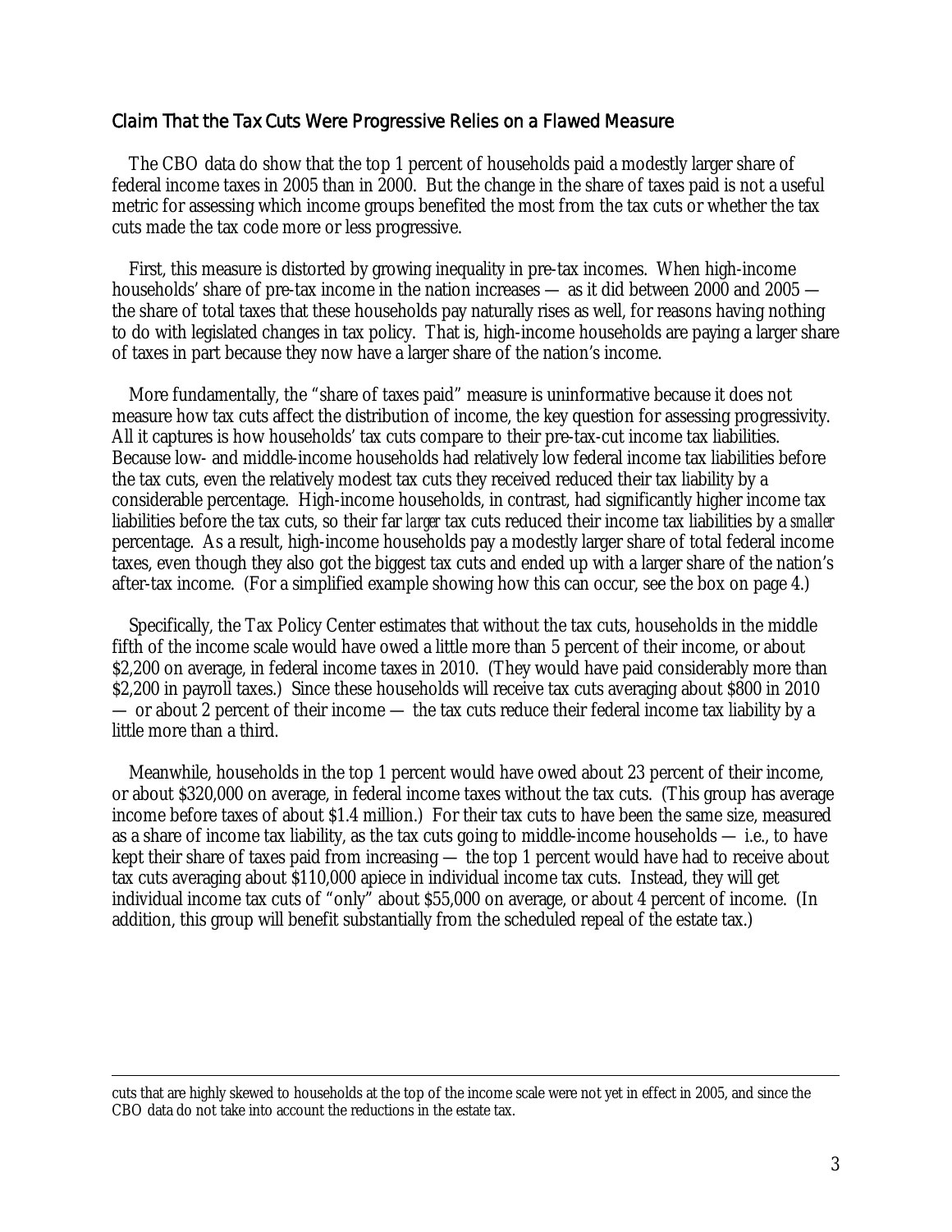### Claim That the Tax Cuts Were Progressive Relies on a Flawed Measure

The CBO data do show that the top 1 percent of households paid a modestly larger share of federal income taxes in 2005 than in 2000. But the change in the share of taxes paid is not a useful metric for assessing which income groups benefited the most from the tax cuts or whether the tax cuts made the tax code more or less progressive.

First, this measure is distorted by growing inequality in pre-tax incomes. When high-income households' share of pre-tax income in the nation increases — as it did between 2000 and 2005 — the share of total taxes that these households pay naturally rises as well, for reasons having nothing to do with legislated changes in tax policy. That is, high-income households are paying a larger share of taxes in part because they now have a larger share of the nation's income.

More fundamentally, the "share of taxes paid" measure is uninformative because it does not measure how tax cuts affect the distribution of income, the key question for assessing progressivity. All it captures is how households' tax cuts compare to their pre-tax-cut income tax liabilities. Because low- and middle-income households had relatively low federal income tax liabilities before the tax cuts, even the relatively modest tax cuts they received reduced their tax liability by a considerable percentage. High-income households, in contrast, had significantly higher income tax liabilities before the tax cuts, so their far *larger* tax cuts reduced their income tax liabilities by a *smaller* percentage. As a result, high-income households pay a modestly larger share of total federal income taxes, even though they also got the biggest tax cuts and ended up with a larger share of the nation's after-tax income. (For a simplified example showing how this can occur, see the box on page 4.)

Specifically, the Tax Policy Center estimates that without the tax cuts, households in the middle fifth of the income scale would have owed a little more than 5 percent of their income, or about $2,200 on average, in federal income taxes in 2010. (They would have paid considerably more than $2,200 in payroll taxes.) Since these households will receive tax cuts averaging about $800 in 2010 — or about 2 percent of their income — the tax cuts reduce their federal income tax liability by a little more than a third.

Meanwhile, households in the top 1 percent would have owed about 23 percent of their income, or about $320,000 on average, in federal income taxes without the tax cuts. (This group has average income before taxes of about $1.4 million.) For their tax cuts to have been the same size, measured as a share of income tax liability, as the tax cuts going to middle-income households — i.e., to have kept their share of taxes paid from increasing — the top 1 percent would have had to receive about tax cuts averaging about $110,000 apiece in individual income tax cuts. Instead, they will get individual income tax cuts of "only" about $55,000 on average, or about 4 percent of income. (In addition, this group will benefit substantially from the scheduled repeal of the estate tax.)

---

cuts that are highly skewed to households at the top of the income scale were not yet in effect in 2005, and since the CBO data do not take into account the reductions in the estate tax.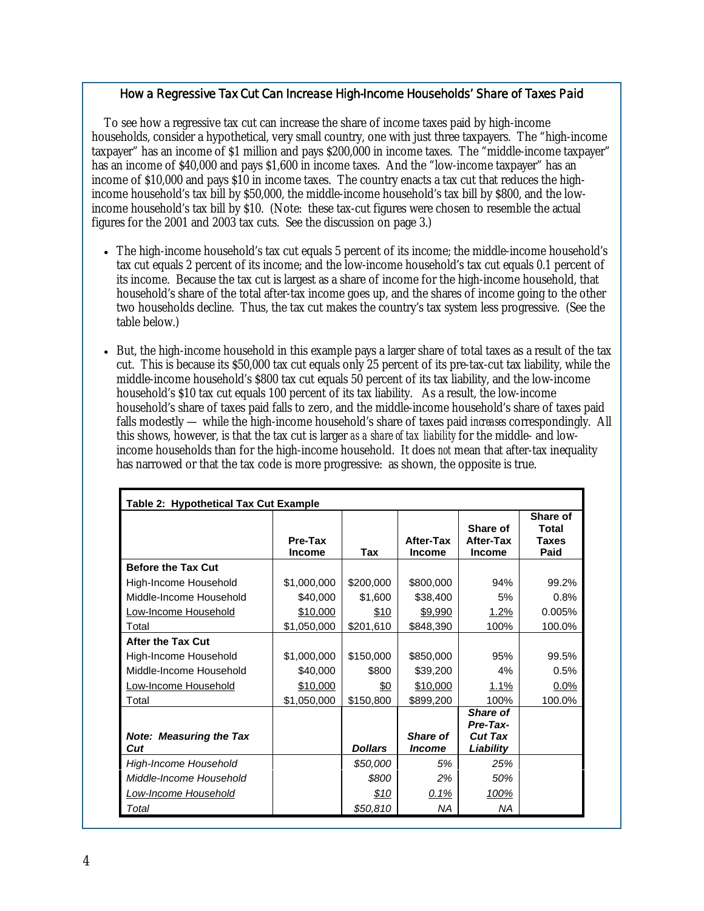## How a Regressive Tax Cut Can Increase High-Income Households' Share of Taxes Paid

To see how a regressive tax cut can increase the share of income taxes paid by high-income households, consider a hypothetical, very small country, one with just three taxpayers. The "high-income taxpayer" has an income of $1 million and pays $200,000 in income taxes. The "middle-income taxpayer" has an income of $40,000 and pays $1,600 in income taxes. And the "low-income taxpayer" has an income of $10,000 and pays $10 in income taxes. The country enacts a tax cut that reduces the high-income household's tax bill by $50,000, the middle-income household's tax bill by $800, and the low-income household's tax bill by $10. (Note: these tax-cut figures were chosen to resemble the actual figures for the 2001 and 2003 tax cuts. See the discussion on page 3.)

- The high-income household's tax cut equals 5 percent of its income; the middle-income household's tax cut equals 2 percent of its income; and the low-income household's tax cut equals 0.1 percent of its income. Because the tax cut is largest as a share of income for the high-income household, that household's share of the total after-tax income goes up, and the shares of income going to the other two households decline. Thus, the tax cut makes the country's tax system less progressive. (See the table below.)
- But, the high-income household in this example pays a larger share of total taxes as a result of the tax cut. This is because its $50,000 tax cut equals only 25 percent of its pre-tax-cut tax liability, while the middle-income household's $800 tax cut equals 50 percent of its tax liability, and the low-income household's $10 tax cut equals 100 percent of its tax liability. As a result, the low-income household's share of taxes paid falls to zero, and the middle-income household's share of taxes paid falls modestly — while the high-income household's share of taxes paid *increases* correspondingly. All this shows, however, is that the tax cut is larger *as a share of tax liability* for the middle- and low-income households than for the high-income household. It does *not* mean that after-tax inequality has narrowed or that the tax code is more progressive: as shown, the opposite is true.

**Table 2: Hypothetical Tax Cut Example**

| | Pre-Tax Income | Tax | After-Tax Income | Share of After-Tax Income | Share of Total Taxes Paid |
|---|---|---|---|---|---|
| **Before the Tax Cut** | | | | | |
| High-Income Household | $1,000,000 | $200,000 | $800,000 | 94% | 99.2% |
| Middle-Income Household | $40,000 | $1,600 | $38,400 | 5% | 0.8% |
| Low-Income Household | $10,000 | $10 | $9,990 | 1.2% | 0.005% |
| Total | $1,050,000 | $201,610 | $848,390 | 100% | 100.0% |
| **After the Tax Cut** | | | | | |
| High-Income Household | $1,000,000 | $150,000 | $850,000 | 95% | 99.5% |
| Middle-Income Household | $40,000 | $800 | $39,200 | 4% | 0.5% |
| Low-Income Household | $10,000 | $0 | $10,000 | 1.1% | 0.0% |
| Total | $1,050,000 | $150,800 | $899,200 | 100% | 100.0% |
| ***Note: Measuring the Tax Cut*** | | ***Dollars*** | ***Share of Income*** | ***Share of Pre-Tax-Cut Tax Liability*** | |
| *High-Income Household* | | *$50,000* | *5%* | *25%* | |
| *Middle-Income Household* | | *$800* | *2%* | *50%* | |
| *Low-Income Household* | | *$10* | *0.1%* | *100%* | |
| *Total* | | *$50,810* | *NA* | *NA* | |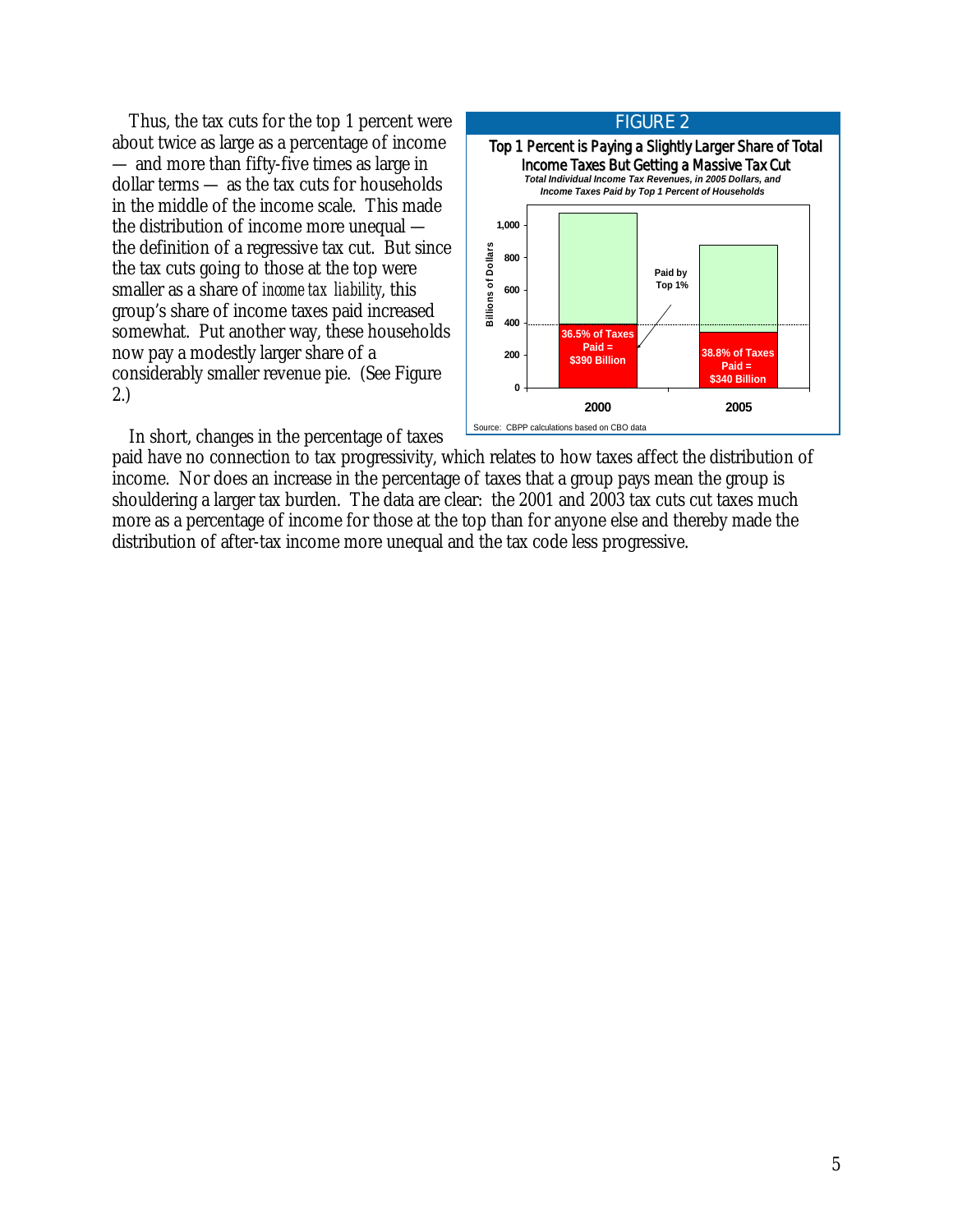Thus, the tax cuts for the top 1 percent were about twice as large as a percentage of income — and more than fifty-five times as large in dollar terms — as the tax cuts for households in the middle of the income scale. This made the distribution of income more unequal — the definition of a regressive tax cut. But since the tax cuts going to those at the top were smaller as a share of *income tax liability*, this group's share of income taxes paid increased somewhat. Put another way, these households now pay a modestly larger share of a considerably smaller revenue pie. (See Figure 2.)

FIGURE 2

**Top 1 Percent is Paying a Slightly Larger Share of Total Income Taxes But Getting a Massive Tax Cut**

*Total Individual Income Tax Revenues, in 2005 Dollars, and Income Taxes Paid by Top 1 Percent of Households*

Billions of Dollars

1,000
800
600
400
200
0

Paid by Top 1%

36.5% of Taxes Paid = $390 Billion

38.8% of Taxes Paid = $340 Billion

2000

2005

Source: CBPP calculations based on CBO data

In short, changes in the percentage of taxes paid have no connection to tax progressivity, which relates to how taxes affect the distribution of income. Nor does an increase in the percentage of taxes that a group pays mean the group is shouldering a larger tax burden. The data are clear: the 2001 and 2003 tax cuts cut taxes much more as a percentage of income for those at the top than for anyone else and thereby made the distribution of after-tax income more unequal and the tax code less progressive.